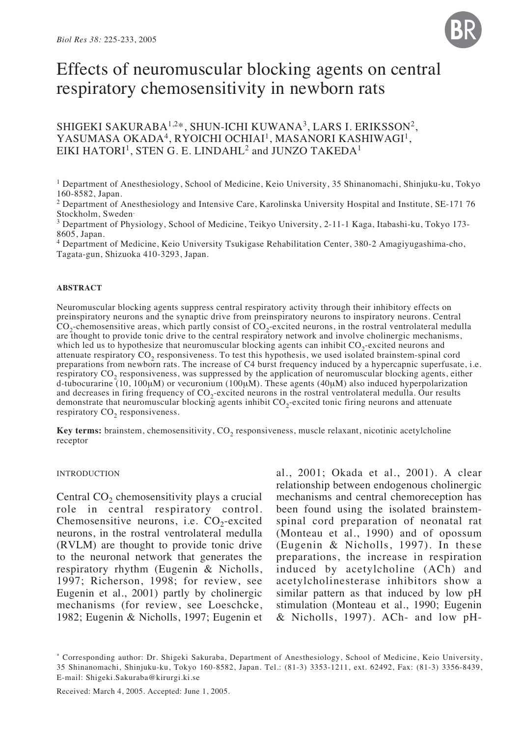# Effects of neuromuscular blocking agents on central respiratory chemosensitivity in newborn rats

SHIGEKI SAKURABA[1,2]*, SHUN-ICHI KUWANA[3], LARS I. ERIKSSON[2], YASUMASA OKADA[4], RYOICHI OCHIAI[1], MASANORI KASHIWAGI[1], EIKI HATORI[1], STEN G. E. LINDAHL[2] and JUNZO TAKEDA[1]

[1] Department of Anesthesiology, School of Medicine, Keio University, 35 Shinanomachi, Shinjuku-ku, Tokyo 160-8582, Japan.

[2] Department of Anesthesiology and Intensive Care, Karolinska University Hospital and Institute, SE-171 76 Stockholm, Sweden.

[3] Department of Physiology, School of Medicine, Teikyo University, 2-11-1 Kaga, Itabashi-ku, Tokyo 173-8605, Japan.

[4] Department of Medicine, Keio University Tsukigase Rehabilitation Center, 380-2 Amagiyugashima-cho, Tagata-gun, Shizuoka 410-3293, Japan.

## ABSTRACT

Neuromuscular blocking agents suppress central respiratory activity through their inhibitory effects on preinspiratory neurons and the synaptic drive from preinspiratory neurons to inspiratory neurons. Central $CO_2$-chemosensitive areas, which partly consist of $CO_2$-excited neurons, in the rostral ventrolateral medulla are thought to provide tonic drive to the central respiratory network and involve cholinergic mechanisms, which led us to hypothesize that neuromuscular blocking agents can inhibit $CO_2$-excited neurons and attenuate respiratory $CO_2$ responsiveness. To test this hypothesis, we used isolated brainstem-spinal cord preparations from newborn rats. The increase of C4 burst frequency induced by a hypercapnic superfusate, i.e. respiratory $CO_2$ responsiveness, was suppressed by the application of neuromuscular blocking agents, either d-tubocurarine (10, 100μM) or vecuronium (100μM). These agents (40μM) also induced hyperpolarization and decreases in firing frequency of $CO_2$-excited neurons in the rostral ventrolateral medulla. Our results demonstrate that neuromuscular blocking agents inhibit $CO_2$-excited tonic firing neurons and attenuate respiratory $CO_2$ responsiveness.

**Key terms:** brainstem, chemosensitivity, $CO_2$ responsiveness, muscle relaxant, nicotinic acetylcholine receptor

## INTRODUCTION

Central $CO_2$ chemosensitivity plays a crucial role in central respiratory control. Chemosensitive neurons, i.e. $CO_2$-excited neurons, in the rostral ventrolateral medulla (RVLM) are thought to provide tonic drive to the neuronal network that generates the respiratory rhythm (Eugenin & Nicholls, 1997; Richerson, 1998; for review, see Eugenin et al., 2001) partly by cholinergic mechanisms (for review, see Loeschcke, 1982; Eugenin & Nicholls, 1997; Eugenin et al., 2001; Okada et al., 2001). A clear relationship between endogenous cholinergic mechanisms and central chemoreception has been found using the isolated brainstem-spinal cord preparation of neonatal rat (Monteau et al., 1990) and of opossum (Eugenin & Nicholls, 1997). In these preparations, the increase in respiration induced by acetylcholine (ACh) and acetylcholinesterase inhibitors show a similar pattern as that induced by low pH stimulation (Monteau et al., 1990; Eugenin & Nicholls, 1997). ACh- and low pH-

* Corresponding author: Dr. Shigeki Sakuraba, Department of Anesthesiology, School of Medicine, Keio University, 35 Shinanomachi, Shinjuku-ku, Tokyo 160-8582, Japan. Tel.: (81-3) 3353-1211, ext. 62492, Fax: (81-3) 3356-8439, E-mail: Shigeki.Sakuraba@kirurgi.ki.se

Received: March 4, 2005. Accepted: June 1, 2005.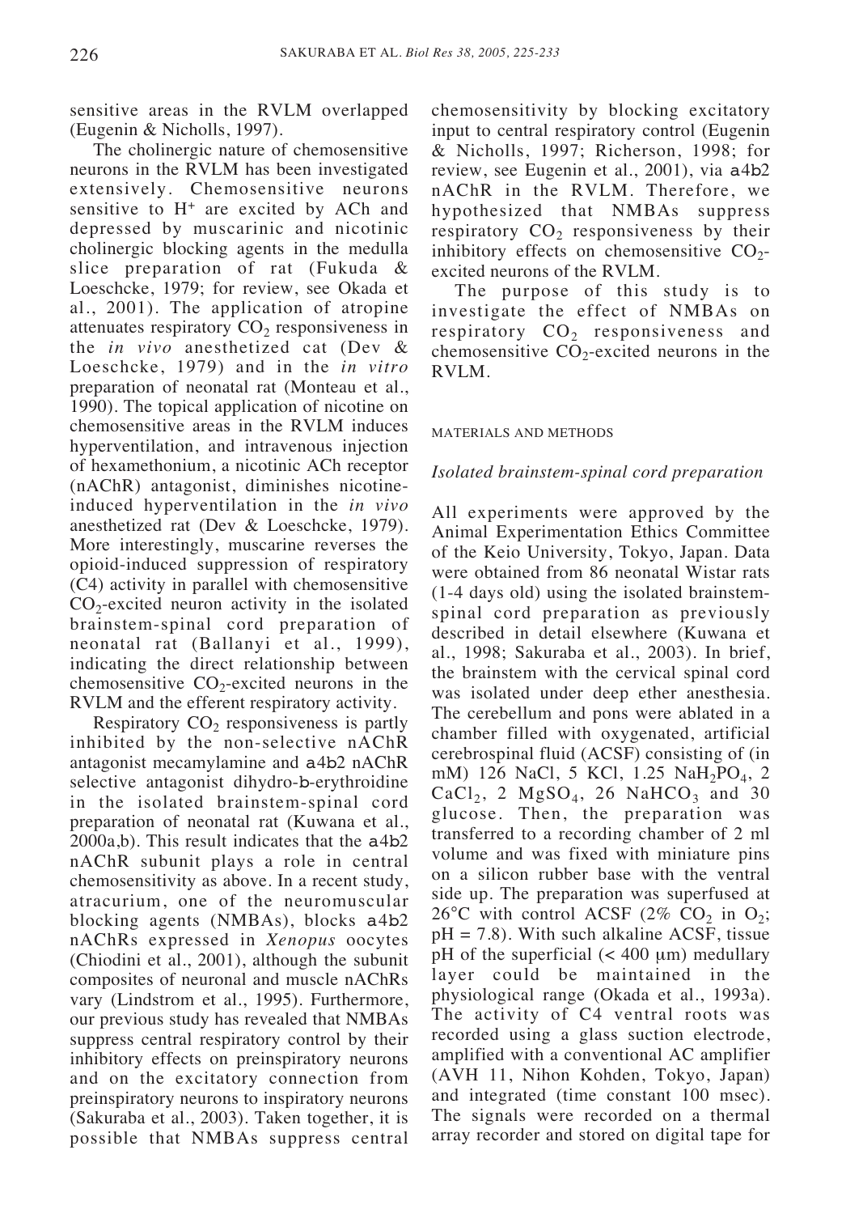sensitive areas in the RVLM overlapped (Eugenin & Nicholls, 1997).

The cholinergic nature of chemosensitive neurons in the RVLM has been investigated extensively. Chemosensitive neurons sensitive to $H^+$ are excited by ACh and depressed by muscarinic and nicotinic cholinergic blocking agents in the medulla slice preparation of rat (Fukuda & Loeschcke, 1979; for review, see Okada et al., 2001). The application of atropine attenuates respiratory $CO_2$ responsiveness in the *in vivo* anesthetized cat (Dev & Loeschcke, 1979) and in the *in vitro* preparation of neonatal rat (Monteau et al., 1990). The topical application of nicotine on chemosensitive areas in the RVLM induces hyperventilation, and intravenous injection of hexamethonium, a nicotinic ACh receptor (nAChR) antagonist, diminishes nicotine-induced hyperventilation in the *in vivo* anesthetized rat (Dev & Loeschcke, 1979). More interestingly, muscarine reverses the opioid-induced suppression of respiratory (C4) activity in parallel with chemosensitive $CO_2$-excited neuron activity in the isolated brainstem-spinal cord preparation of neonatal rat (Ballanyi et al., 1999), indicating the direct relationship between chemosensitive $CO_2$-excited neurons in the RVLM and the efferent respiratory activity.

Respiratory $CO_2$ responsiveness is partly inhibited by the non-selective nAChR antagonist mecamylamine and a4b2 nAChR selective antagonist dihydro-b-erythroidine in the isolated brainstem-spinal cord preparation of neonatal rat (Kuwana et al., 2000a,b). This result indicates that the a4b2 nAChR subunit plays a role in central chemosensitivity as above. In a recent study, atracurium, one of the neuromuscular blocking agents (NMBAs), blocks a4b2 nAChRs expressed in *Xenopus* oocytes (Chiodini et al., 2001), although the subunit composites of neuronal and muscle nAChRs vary (Lindstrom et al., 1995). Furthermore, our previous study has revealed that NMBAs suppress central respiratory control by their inhibitory effects on preinspiratory neurons and on the excitatory connection from preinspiratory neurons to inspiratory neurons (Sakuraba et al., 2003). Taken together, it is possible that NMBAs suppress central chemosensitivity by blocking excitatory input to central respiratory control (Eugenin & Nicholls, 1997; Richerson, 1998; for review, see Eugenin et al., 2001), via a4b2 nAChR in the RVLM. Therefore, we hypothesized that NMBAs suppress respiratory $CO_2$ responsiveness by their inhibitory effects on chemosensitive $CO_2$-excited neurons of the RVLM.

The purpose of this study is to investigate the effect of NMBAs on respiratory $CO_2$ responsiveness and chemosensitive $CO_2$-excited neurons in the RVLM.

## MATERIALS AND METHODS

### *Isolated brainstem-spinal cord preparation*

All experiments were approved by the Animal Experimentation Ethics Committee of the Keio University, Tokyo, Japan. Data were obtained from 86 neonatal Wistar rats (1-4 days old) using the isolated brainstem-spinal cord preparation as previously described in detail elsewhere (Kuwana et al., 1998; Sakuraba et al., 2003). In brief, the brainstem with the cervical spinal cord was isolated under deep ether anesthesia. The cerebellum and pons were ablated in a chamber filled with oxygenated, artificial cerebrospinal fluid (ACSF) consisting of (in mM) 126 NaCl, 5 KCl, 1.25 $NaH_2PO_4$, 2 $CaCl_2$, 2 $MgSO_4$, 26 $NaHCO_3$ and 30 glucose. Then, the preparation was transferred to a recording chamber of 2 ml volume and was fixed with miniature pins on a silicon rubber base with the ventral side up. The preparation was superfused at 26°C with control ACSF (2% $CO_2$ in $O_2$; pH = 7.8). With such alkaline ACSF, tissue pH of the superficial (< 400 μm) medullary layer could be maintained in the physiological range (Okada et al., 1993a). The activity of C4 ventral roots was recorded using a glass suction electrode, amplified with a conventional AC amplifier (AVH 11, Nihon Kohden, Tokyo, Japan) and integrated (time constant 100 msec). The signals were recorded on a thermal array recorder and stored on digital tape for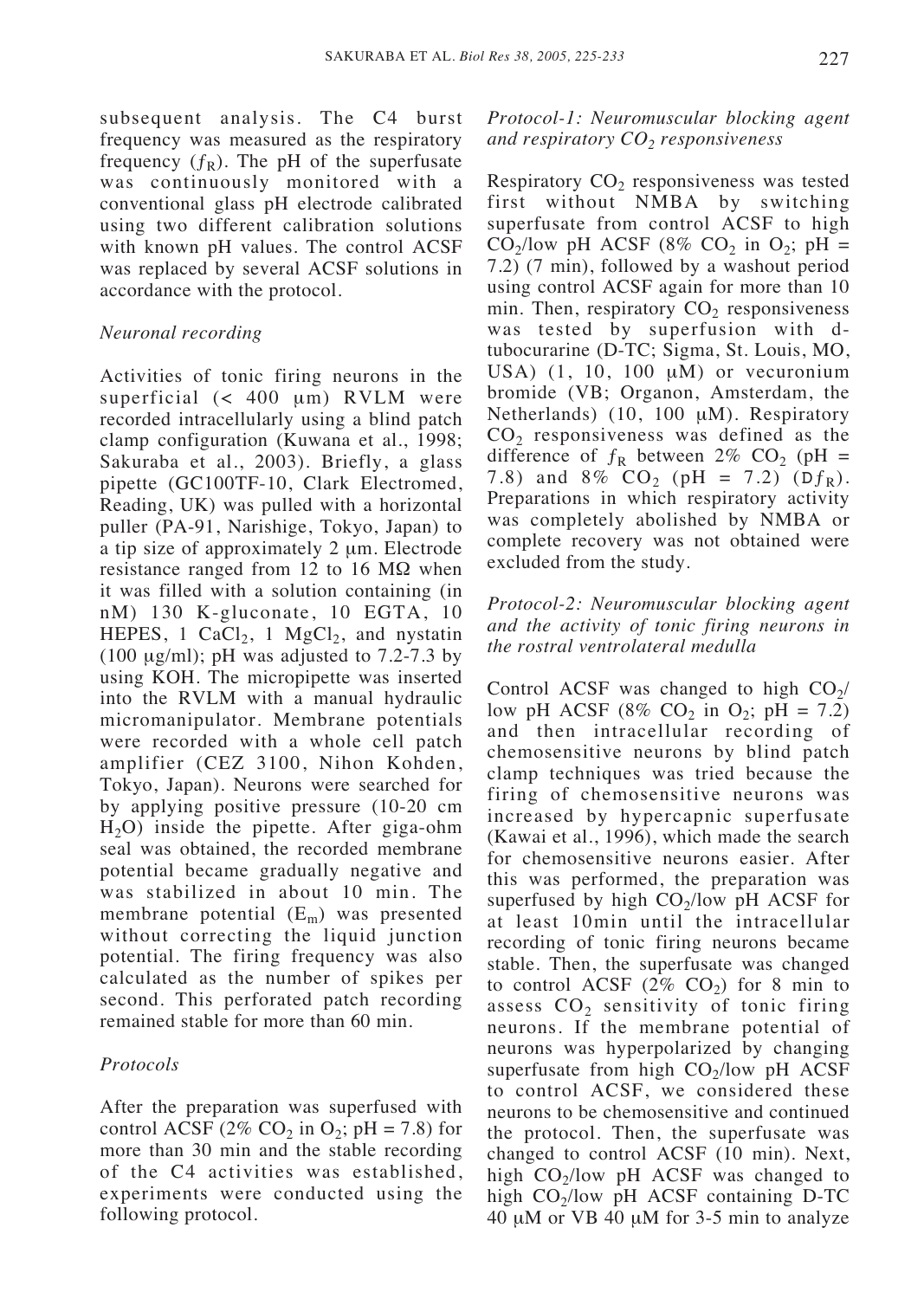subsequent analysis. The C4 burst frequency was measured as the respiratory frequency ($f_R$). The pH of the superfusate was continuously monitored with a conventional glass pH electrode calibrated using two different calibration solutions with known pH values. The control ACSF was replaced by several ACSF solutions in accordance with the protocol.

### *Neuronal recording*

Activities of tonic firing neurons in the superficial (< 400 μm) RVLM were recorded intracellularly using a blind patch clamp configuration (Kuwana et al., 1998; Sakuraba et al., 2003). Briefly, a glass pipette (GC100TF-10, Clark Electromed, Reading, UK) was pulled with a horizontal puller (PA-91, Narishige, Tokyo, Japan) to a tip size of approximately 2 μm. Electrode resistance ranged from 12 to 16 MΩ when it was filled with a solution containing (in nM) 130 K-gluconate, 10 EGTA, 10 HEPES, 1 $CaCl_2$, 1 $MgCl_2$, and nystatin (100 μg/ml); pH was adjusted to 7.2-7.3 by using KOH. The micropipette was inserted into the RVLM with a manual hydraulic micromanipulator. Membrane potentials were recorded with a whole cell patch amplifier (CEZ 3100, Nihon Kohden, Tokyo, Japan). Neurons were searched for by applying positive pressure (10-20 cm $H_2O$) inside the pipette. After giga-ohm seal was obtained, the recorded membrane potential became gradually negative and was stabilized in about 10 min. The membrane potential ($E_m$) was presented without correcting the liquid junction potential. The firing frequency was also calculated as the number of spikes per second. This perforated patch recording remained stable for more than 60 min.

### *Protocols*

After the preparation was superfused with control ACSF (2% $CO_2$ in $O_2$; pH = 7.8) for more than 30 min and the stable recording of the C4 activities was established, experiments were conducted using the following protocol.

### *Protocol-1: Neuromuscular blocking agent and respiratory $CO_2$ responsiveness*

Respiratory $CO_2$ responsiveness was tested first without NMBA by switching superfusate from control ACSF to high $CO_2$/low pH ACSF (8% $CO_2$ in $O_2$; pH = 7.2) (7 min), followed by a washout period using control ACSF again for more than 10 min. Then, respiratory $CO_2$ responsiveness was tested by superfusion with d-tubocurarine (D-TC; Sigma, St. Louis, MO, USA) (1, 10, 100 μM) or vecuronium bromide (VB; Organon, Amsterdam, the Netherlands) (10, 100 μM). Respiratory $CO_2$ responsiveness was defined as the difference of $f_R$ between 2% $CO_2$ (pH = 7.8) and 8% $CO_2$ (pH = 7.2) ($\Delta f_R$). Preparations in which respiratory activity was completely abolished by NMBA or complete recovery was not obtained were excluded from the study.

### *Protocol-2: Neuromuscular blocking agent and the activity of tonic firing neurons in the rostral ventrolateral medulla*

Control ACSF was changed to high $CO_2$/low pH ACSF (8% $CO_2$ in $O_2$; pH = 7.2) and then intracellular recording of chemosensitive neurons by blind patch clamp techniques was tried because the firing of chemosensitive neurons was increased by hypercapnic superfusate (Kawai et al., 1996), which made the search for chemosensitive neurons easier. After this was performed, the preparation was superfused by high $CO_2$/low pH ACSF for at least 10min until the intracellular recording of tonic firing neurons became stable. Then, the superfusate was changed to control ACSF (2% $CO_2$) for 8 min to assess $CO_2$ sensitivity of tonic firing neurons. If the membrane potential of neurons was hyperpolarized by changing superfusate from high $CO_2$/low pH ACSF to control ACSF, we considered these neurons to be chemosensitive and continued the protocol. Then, the superfusate was changed to control ACSF (10 min). Next, high $CO_2$/low pH ACSF was changed to high $CO_2$/low pH ACSF containing D-TC 40 μM or VB 40 μM for 3-5 min to analyze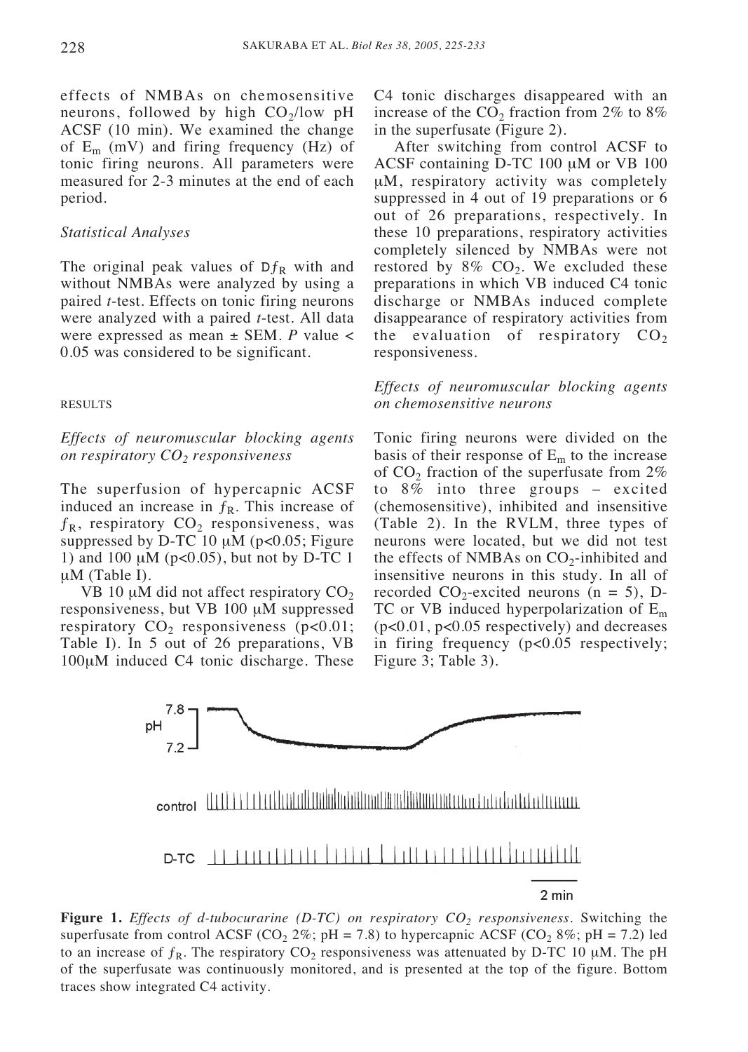effects of NMBAs on chemosensitive neurons, followed by high $CO_2$/low pH ACSF (10 min). We examined the change of $E_m$ (mV) and firing frequency (Hz) of tonic firing neurons. All parameters were measured for 2-3 minutes at the end of each period.

### *Statistical Analyses*

The original peak values of $Df_R$ with and without NMBAs were analyzed by using a paired *t*-test. Effects on tonic firing neurons were analyzed with a paired *t*-test. All data were expressed as mean ± SEM. *P* value < 0.05 was considered to be significant.

## RESULTS

### *Effects of neuromuscular blocking agents on respiratory $CO_2$ responsiveness*

The superfusion of hypercapnic ACSF induced an increase in $f_R$. This increase of $f_R$, respiratory $CO_2$ responsiveness, was suppressed by D-TC 10 µM ($p<0.05$; Figure 1) and 100 µM ($p<0.05$), but not by D-TC 1 µM (Table I).

VB 10 µM did not affect respiratory $CO_2$ responsiveness, but VB 100 µM suppressed respiratory $CO_2$ responsiveness ($p<0.01$; Table I). In 5 out of 26 preparations, VB 100µM induced C4 tonic discharge. These C4 tonic discharges disappeared with an increase of the $CO_2$ fraction from 2% to 8% in the superfusate (Figure 2).

After switching from control ACSF to ACSF containing D-TC 100 µM or VB 100 µM, respiratory activity was completely suppressed in 4 out of 19 preparations or 6 out of 26 preparations, respectively. In these 10 preparations, respiratory activities completely silenced by NMBAs were not restored by 8% $CO_2$. We excluded these preparations in which VB induced C4 tonic discharge or NMBAs induced complete disappearance of respiratory activities from the evaluation of respiratory $CO_2$ responsiveness.

### *Effects of neuromuscular blocking agents on chemosensitive neurons*

Tonic firing neurons were divided on the basis of their response of $E_m$ to the increase of $CO_2$ fraction of the superfusate from 2% to 8% into three groups – excited (chemosensitive), inhibited and insensitive (Table 2). In the RVLM, three types of neurons were located, but we did not test the effects of NMBAs on $CO_2$-inhibited and insensitive neurons in this study. In all of recorded $CO_2$-excited neurons ($n = 5$), D-TC or VB induced hyperpolarization of $E_m$ ($p<0.01$, $p<0.05$ respectively) and decreases in firing frequency ($p<0.05$ respectively; Figure 3; Table 3).

**Figure 1.** *Effects of d-tubocurarine (D-TC) on respiratory $CO_2$ responsiveness*. Switching the superfusate from control ACSF ($CO_2$ 2%; pH = 7.8) to hypercapnic ACSF ($CO_2$ 8%; pH = 7.2) led to an increase of $f_R$. The respiratory $CO_2$ responsiveness was attenuated by D-TC 10 µM. The pH of the superfusate was continuously monitored, and is presented at the top of the figure. Bottom traces show integrated C4 activity.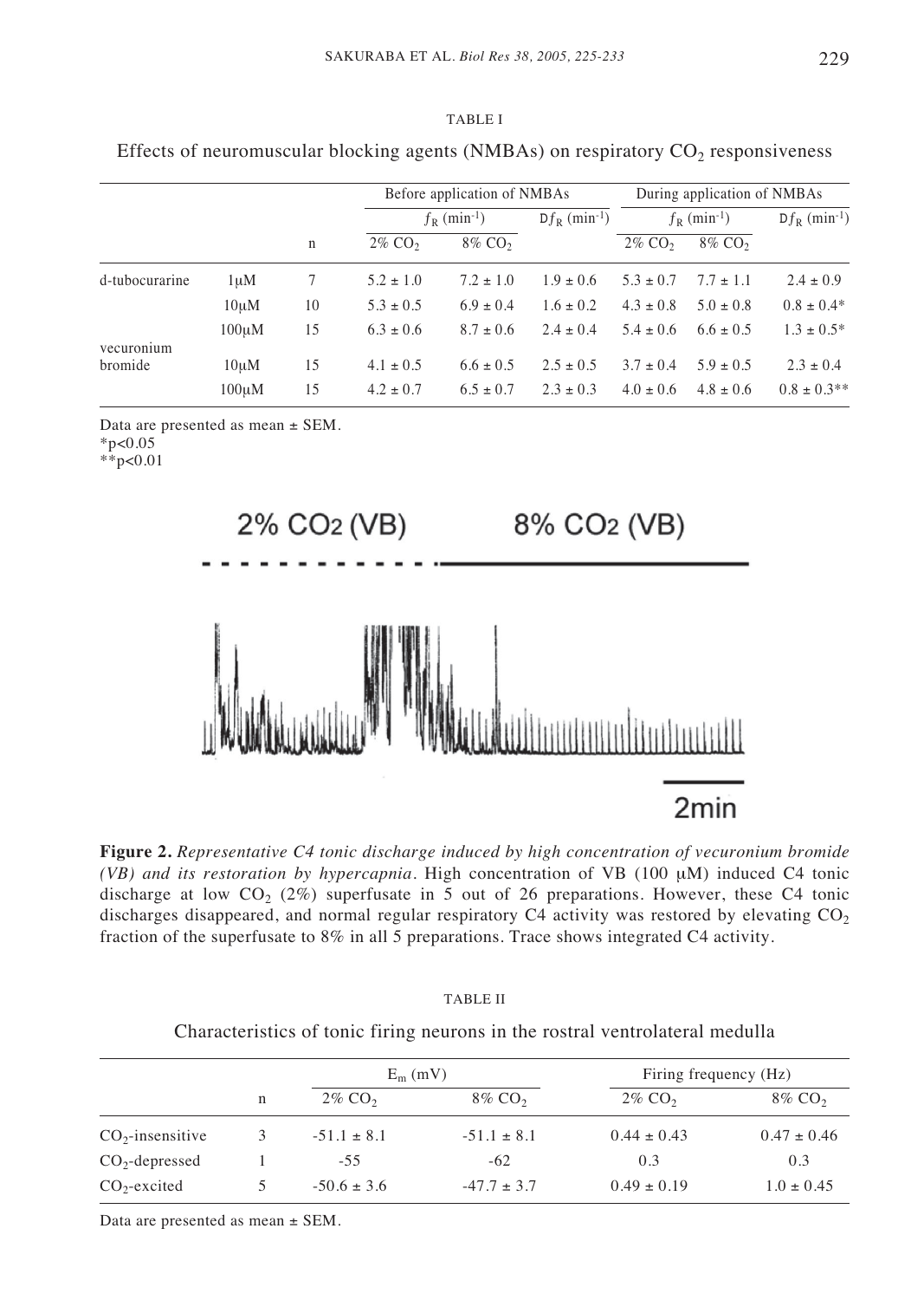TABLE I

Effects of neuromuscular blocking agents (NMBAs) on respiratory $CO_2$ responsiveness

| | | n | Before application of NMBAs | | | During application of NMBAs | | |
|---|---|---|---|---|---|---|---|---|
| | | | $f_R$ (min$^{-1}$) | | $\Delta f_R$ (min$^{-1}$) | $f_R$ (min$^{-1}$) | | $\Delta f_R$ (min$^{-1}$) |
| | | | 2% $CO_2$ | 8% $CO_2$ | | 2% $CO_2$ | 8% $CO_2$ | |
| d-tubocurarine | 1μM | 7 | 5.2 ± 1.0 | 7.2 ± 1.0 | 1.9 ± 0.6 | 5.3 ± 0.7 | 7.7 ± 1.1 | 2.4 ± 0.9 |
| | 10μM | 10 | 5.3 ± 0.5 | 6.9 ± 0.4 | 1.6 ± 0.2 | 4.3 ± 0.8 | 5.0 ± 0.8 | 0.8 ± 0.4* |
| | 100μM | 15 | 6.3 ± 0.6 | 8.7 ± 0.6 | 2.4 ± 0.4 | 5.4 ± 0.6 | 6.6 ± 0.5 | 1.3 ± 0.5* |
| vecuronium bromide | 10μM | 15 | 4.1 ± 0.5 | 6.6 ± 0.5 | 2.5 ± 0.5 | 3.7 ± 0.4 | 5.9 ± 0.5 | 2.3 ± 0.4 |
| | 100μM | 15 | 4.2 ± 0.7 | 6.5 ± 0.7 | 2.3 ± 0.3 | 4.0 ± 0.6 | 4.8 ± 0.6 | 0.8 ± 0.3** |

Data are presented as mean ± SEM.
*$p<0.05$
**$p<0.01$

**Figure 2.** *Representative C4 tonic discharge induced by high concentration of vecuronium bromide (VB) and its restoration by hypercapnia*. High concentration of VB (100 μM) induced C4 tonic discharge at low $CO_2$ (2%) superfusate in 5 out of 26 preparations. However, these C4 tonic discharges disappeared, and normal regular respiratory C4 activity was restored by elevating $CO_2$ fraction of the superfusate to 8% in all 5 preparations. Trace shows integrated C4 activity.

TABLE II

Characteristics of tonic firing neurons in the rostral ventrolateral medulla

| | n | $E_m$ (mV) | | Firing frequency (Hz) | |
|---|---|---|---|---|---|
| | | 2% $CO_2$ | 8% $CO_2$ | 2% $CO_2$ | 8% $CO_2$ |
| $CO_2$-insensitive | 3 | -51.1 ± 8.1 | -51.1 ± 8.1 | 0.44 ± 0.43 | 0.47 ± 0.46 |
| $CO_2$-depressed | 1 | -55 | -62 | 0.3 | 0.3 |
| $CO_2$-excited | 5 | -50.6 ± 3.6 | -47.7 ± 3.7 | 0.49 ± 0.19 | 1.0 ± 0.45 |

Data are presented as mean ± SEM.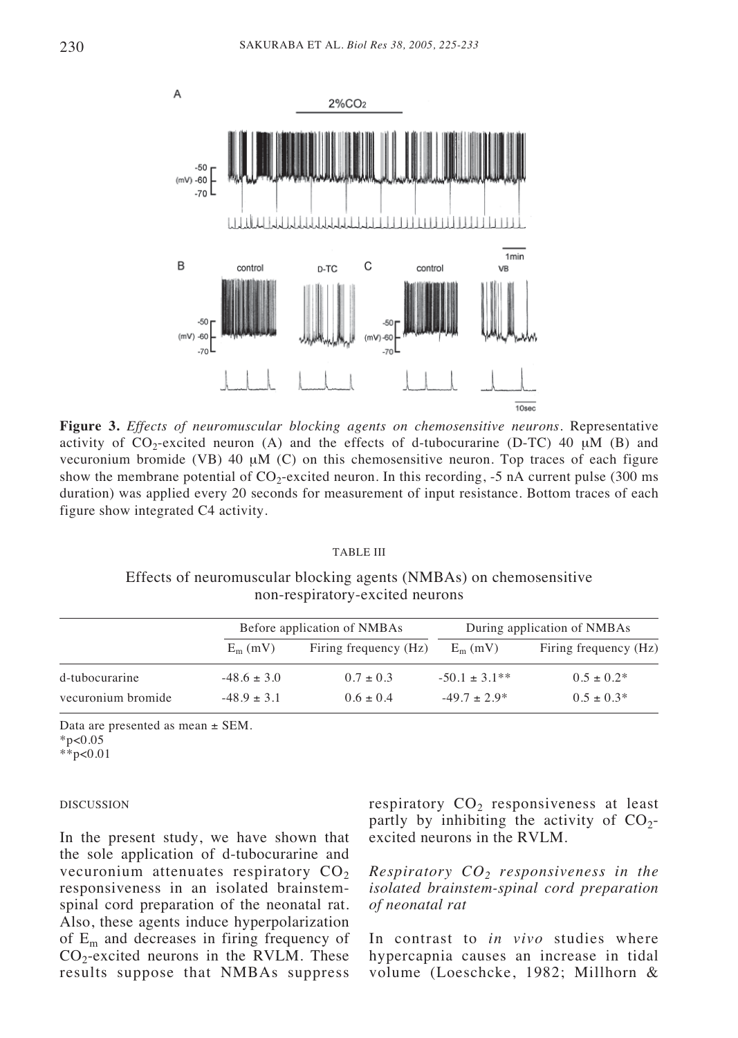**Figure 3.** *Effects of neuromuscular blocking agents on chemosensitive neurons*. Representative activity of $CO_2$-excited neuron (A) and the effects of d-tubocurarine (D-TC) 40 μM (B) and vecuronium bromide (VB) 40 μM (C) on this chemosensitive neuron. Top traces of each figure show the membrane potential of $CO_2$-excited neuron. In this recording, -5 nA current pulse (300 ms duration) was applied every 20 seconds for measurement of input resistance. Bottom traces of each figure show integrated C4 activity.

TABLE III

Effects of neuromuscular blocking agents (NMBAs) on chemosensitive non-respiratory-excited neurons

| | Before application of NMBAs | | During application of NMBAs | |
|---|---|---|---|---|
| | $E_m$ (mV) | Firing frequency (Hz) | $E_m$ (mV) | Firing frequency (Hz) |
| d-tubocurarine | -48.6 ± 3.0 | 0.7 ± 0.3 | -50.1 ± 3.1** | 0.5 ± 0.2* |
| vecuronium bromide | -48.9 ± 3.1 | 0.6 ± 0.4 | -49.7 ± 2.9* | 0.5 ± 0.3* |

Data are presented as mean ± SEM.
*$p<0.05$
**$p<0.01$

## DISCUSSION

In the present study, we have shown that the sole application of d-tubocurarine and vecuronium attenuates respiratory $CO_2$ responsiveness in an isolated brainstem-spinal cord preparation of the neonatal rat. Also, these agents induce hyperpolarization of $E_m$ and decreases in firing frequency of $CO_2$-excited neurons in the RVLM. These results suppose that NMBAs suppress respiratory $CO_2$ responsiveness at least partly by inhibiting the activity of $CO_2$-excited neurons in the RVLM.

### *Respiratory $CO_2$ responsiveness in the isolated brainstem-spinal cord preparation of neonatal rat*

In contrast to *in vivo* studies where hypercapnia causes an increase in tidal volume (Loeschcke, 1982; Millhorn &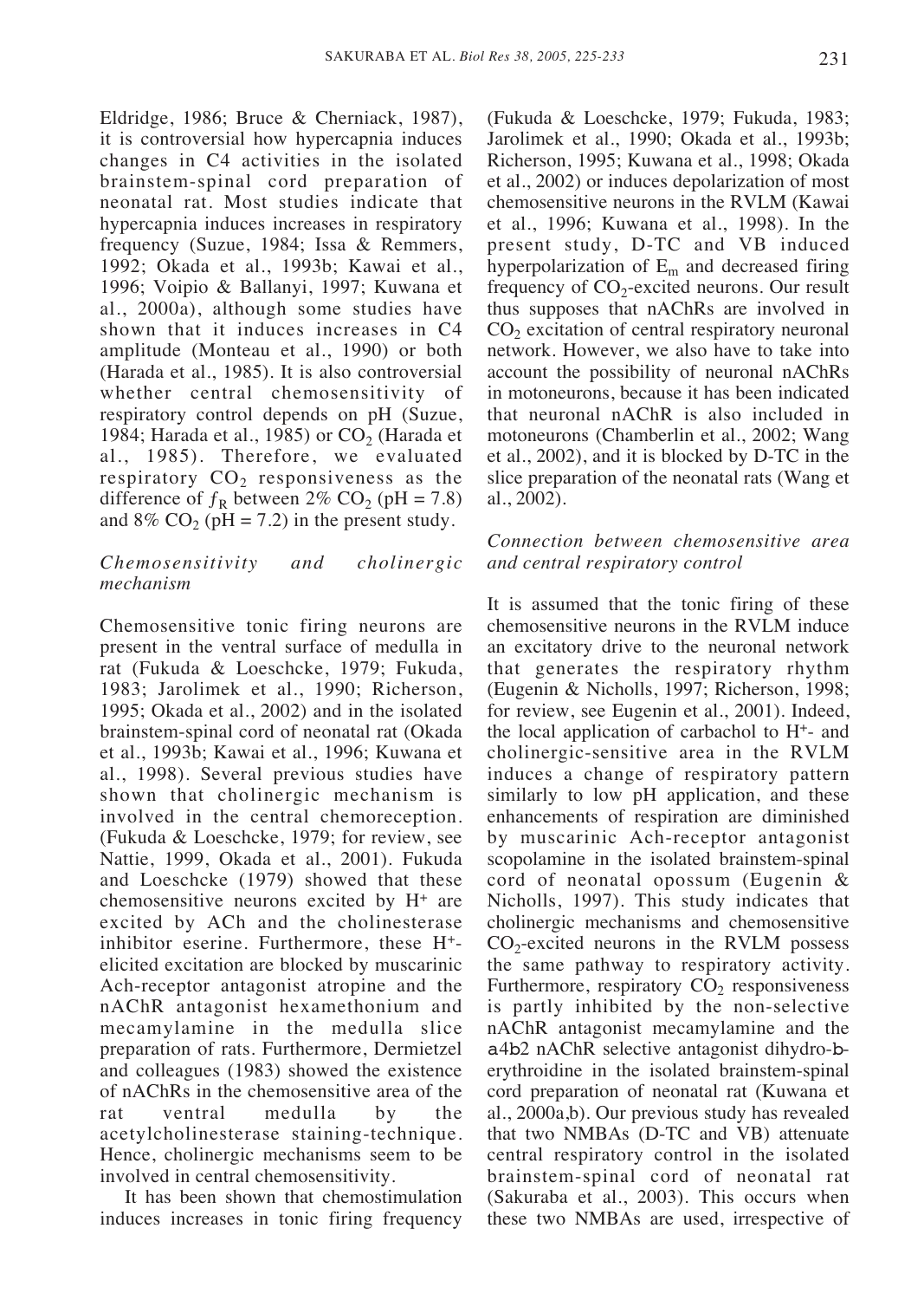Eldridge, 1986; Bruce & Cherniack, 1987), it is controversial how hypercapnia induces changes in C4 activities in the isolated brainstem-spinal cord preparation of neonatal rat. Most studies indicate that hypercapnia induces increases in respiratory frequency (Suzue, 1984; Issa & Remmers, 1992; Okada et al., 1993b; Kawai et al., 1996; Voipio & Ballanyi, 1997; Kuwana et al., 2000a), although some studies have shown that it induces increases in C4 amplitude (Monteau et al., 1990) or both (Harada et al., 1985). It is also controversial whether central chemosensitivity of respiratory control depends on pH (Suzue, 1984; Harada et al., 1985) or $CO_2$ (Harada et al., 1985). Therefore, we evaluated respiratory $CO_2$ responsiveness as the difference of $f_R$ between 2% $CO_2$ (pH = 7.8) and 8% $CO_2$ (pH = 7.2) in the present study.

### *Chemosensitivity and cholinergic mechanism*

Chemosensitive tonic firing neurons are present in the ventral surface of medulla in rat (Fukuda & Loeschcke, 1979; Fukuda, 1983; Jarolimek et al., 1990; Richerson, 1995; Okada et al., 2002) and in the isolated brainstem-spinal cord of neonatal rat (Okada et al., 1993b; Kawai et al., 1996; Kuwana et al., 1998). Several previous studies have shown that cholinergic mechanism is involved in the central chemoreception. (Fukuda & Loeschcke, 1979; for review, see Nattie, 1999, Okada et al., 2001). Fukuda and Loeschcke (1979) showed that these chemosensitive neurons excited by $H^+$ are excited by ACh and the cholinesterase inhibitor eserine. Furthermore, these $H^+$-elicited excitation are blocked by muscarinic Ach-receptor antagonist atropine and the nAChR antagonist hexamethonium and mecamylamine in the medulla slice preparation of rats. Furthermore, Dermietzel and colleagues (1983) showed the existence of nAChRs in the chemosensitive area of the rat ventral medulla by the acetylcholinesterase staining-technique. Hence, cholinergic mechanisms seem to be involved in central chemosensitivity.

It has been shown that chemostimulation induces increases in tonic firing frequency (Fukuda & Loeschcke, 1979; Fukuda, 1983; Jarolimek et al., 1990; Okada et al., 1993b; Richerson, 1995; Kuwana et al., 1998; Okada et al., 2002) or induces depolarization of most chemosensitive neurons in the RVLM (Kawai et al., 1996; Kuwana et al., 1998). In the present study, D-TC and VB induced hyperpolarization of $E_m$ and decreased firing frequency of $CO_2$-excited neurons. Our result thus supposes that nAChRs are involved in $CO_2$ excitation of central respiratory neuronal network. However, we also have to take into account the possibility of neuronal nAChRs in motoneurons, because it has been indicated that neuronal nAChR is also included in motoneurons (Chamberlin et al., 2002; Wang et al., 2002), and it is blocked by D-TC in the slice preparation of the neonatal rats (Wang et al., 2002).

### *Connection between chemosensitive area and central respiratory control*

It is assumed that the tonic firing of these chemosensitive neurons in the RVLM induce an excitatory drive to the neuronal network that generates the respiratory rhythm (Eugenin & Nicholls, 1997; Richerson, 1998; for review, see Eugenin et al., 2001). Indeed, the local application of carbachol to $H^+$- and cholinergic-sensitive area in the RVLM induces a change of respiratory pattern similarly to low pH application, and these enhancements of respiration are diminished by muscarinic Ach-receptor antagonist scopolamine in the isolated brainstem-spinal cord of neonatal opossum (Eugenin & Nicholls, 1997). This study indicates that cholinergic mechanisms and chemosensitive $CO_2$-excited neurons in the RVLM possess the same pathway to respiratory activity. Furthermore, respiratory $CO_2$ responsiveness is partly inhibited by the non-selective nAChR antagonist mecamylamine and the a4b2 nAChR selective antagonist dihydro-b-erythroidine in the isolated brainstem-spinal cord preparation of neonatal rat (Kuwana et al., 2000a,b). Our previous study has revealed that two NMBAs (D-TC and VB) attenuate central respiratory control in the isolated brainstem-spinal cord of neonatal rat (Sakuraba et al., 2003). This occurs when these two NMBAs are used, irrespective of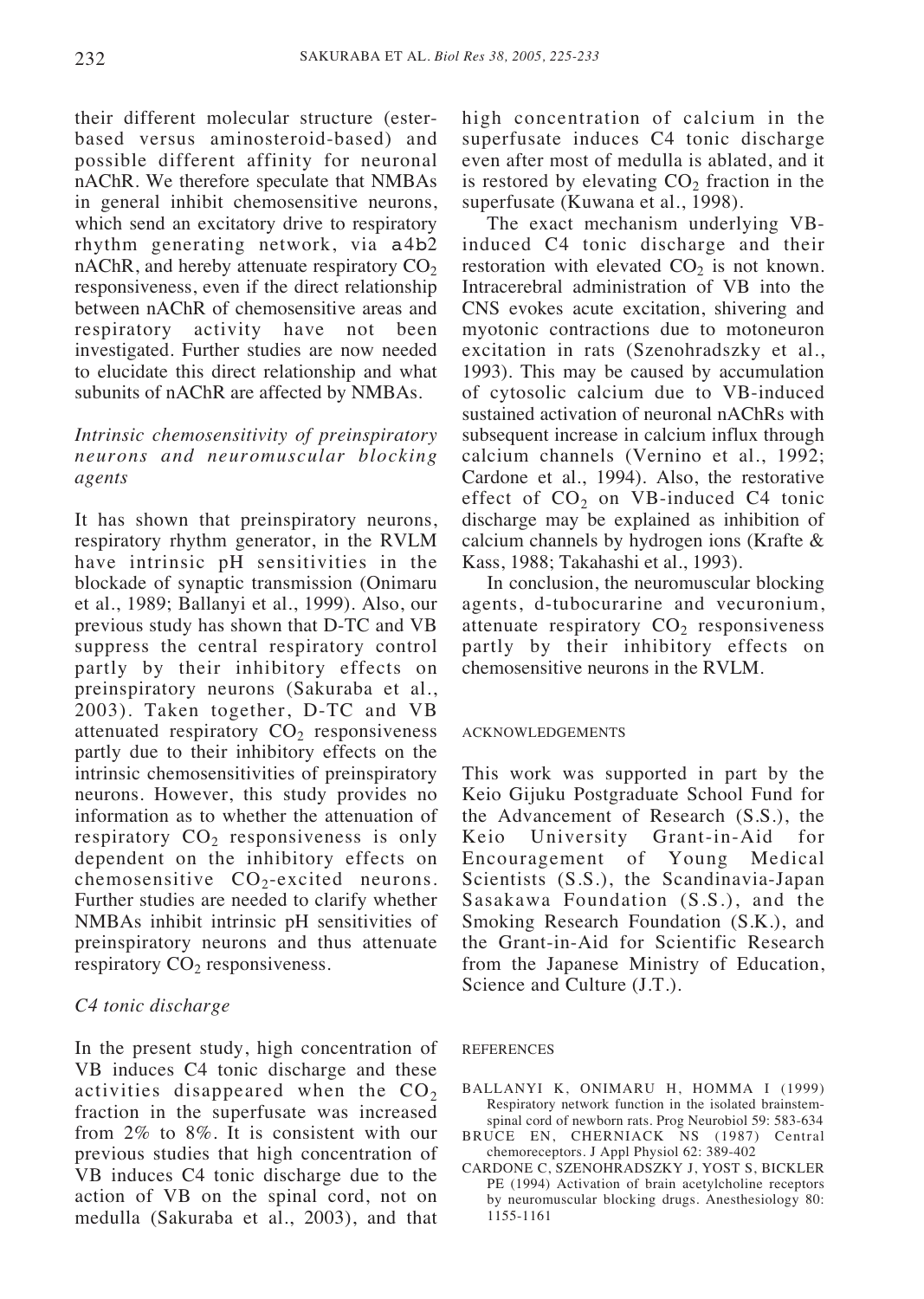their different molecular structure (ester-based versus aminosteroid-based) and possible different affinity for neuronal nAChR. We therefore speculate that NMBAs in general inhibit chemosensitive neurons, which send an excitatory drive to respiratory rhythm generating network, via a4b2 nAChR, and hereby attenuate respiratory $CO_2$ responsiveness, even if the direct relationship between nAChR of chemosensitive areas and respiratory activity have not been investigated. Further studies are now needed to elucidate this direct relationship and what subunits of nAChR are affected by NMBAs.

### *Intrinsic chemosensitivity of preinspiratory neurons and neuromuscular blocking agents*

It has shown that preinspiratory neurons, respiratory rhythm generator, in the RVLM have intrinsic pH sensitivities in the blockade of synaptic transmission (Onimaru et al., 1989; Ballanyi et al., 1999). Also, our previous study has shown that D-TC and VB suppress the central respiratory control partly by their inhibitory effects on preinspiratory neurons (Sakuraba et al., 2003). Taken together, D-TC and VB attenuated respiratory $CO_2$ responsiveness partly due to their inhibitory effects on the intrinsic chemosensitivities of preinspiratory neurons. However, this study provides no information as to whether the attenuation of respiratory $CO_2$ responsiveness is only dependent on the inhibitory effects on chemosensitive $CO_2$-excited neurons. Further studies are needed to clarify whether NMBAs inhibit intrinsic pH sensitivities of preinspiratory neurons and thus attenuate respiratory $CO_2$ responsiveness.

### *C4 tonic discharge*

In the present study, high concentration of VB induces C4 tonic discharge and these activities disappeared when the $CO_2$ fraction in the superfusate was increased from 2% to 8%. It is consistent with our previous studies that high concentration of VB induces C4 tonic discharge due to the action of VB on the spinal cord, not on medulla (Sakuraba et al., 2003), and that high concentration of calcium in the superfusate induces C4 tonic discharge even after most of medulla is ablated, and it is restored by elevating $CO_2$ fraction in the superfusate (Kuwana et al., 1998).

The exact mechanism underlying VB-induced C4 tonic discharge and their restoration with elevated $CO_2$ is not known. Intracerebral administration of VB into the CNS evokes acute excitation, shivering and myotonic contractions due to motoneuron excitation in rats (Szenohradszky et al., 1993). This may be caused by accumulation of cytosolic calcium due to VB-induced sustained activation of neuronal nAChRs with subsequent increase in calcium influx through calcium channels (Vernino et al., 1992; Cardone et al., 1994). Also, the restorative effect of $CO_2$ on VB-induced C4 tonic discharge may be explained as inhibition of calcium channels by hydrogen ions (Krafte & Kass, 1988; Takahashi et al., 1993).

In conclusion, the neuromuscular blocking agents, d-tubocurarine and vecuronium, attenuate respiratory $CO_2$ responsiveness partly by their inhibitory effects on chemosensitive neurons in the RVLM.

## ACKNOWLEDGEMENTS

This work was supported in part by the Keio Gijuku Postgraduate School Fund for the Advancement of Research (S.S.), the Keio University Grant-in-Aid for Encouragement of Young Medical Scientists (S.S.), the Scandinavia-Japan Sasakawa Foundation (S.S.), and the Smoking Research Foundation (S.K.), and the Grant-in-Aid for Scientific Research from the Japanese Ministry of Education, Science and Culture (J.T.).

## REFERENCES

BALLANYI K, ONIMARU H, HOMMA I (1999) Respiratory network function in the isolated brainstem-spinal cord of newborn rats. Prog Neurobiol 59: 583-634

BRUCE EN, CHERNIACK NS (1987) Central chemoreceptors. J Appl Physiol 62: 389-402

CARDONE C, SZENOHRADSZKY J, YOST S, BICKLER PE (1994) Activation of brain acetylcholine receptors by neuromuscular blocking drugs. Anesthesiology 80: 1155-1161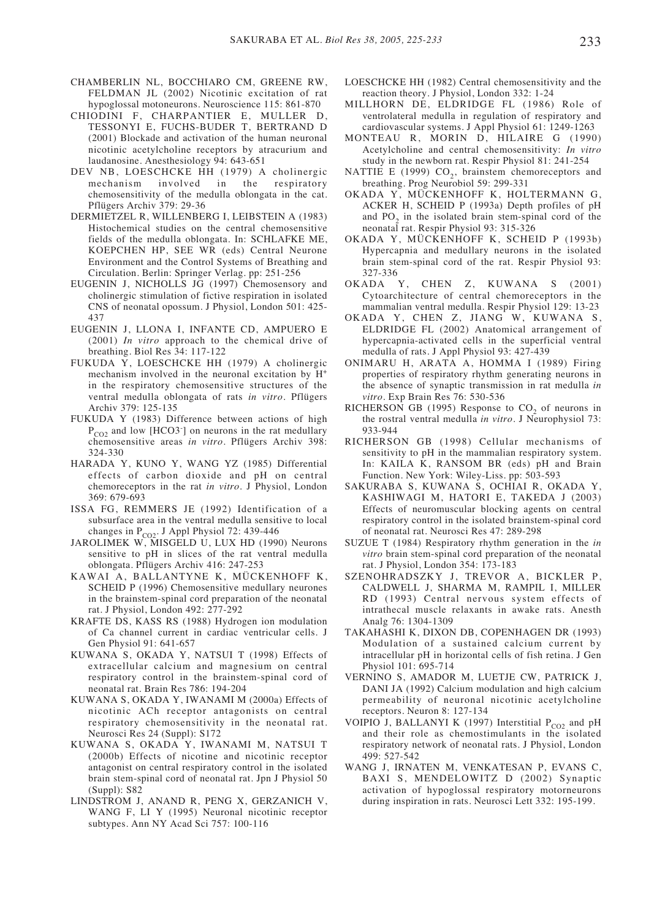CHAMBERLIN NL, BOCCHIARO CM, GREENE RW, FELDMAN JL (2002) Nicotinic excitation of rat hypoglossal motoneurons. Neuroscience 115: 861-870

CHIODINI F, CHARPANTIER E, MULLER D, TESSONYI E, FUCHS-BUDER T, BERTRAND D (2001) Blockade and activation of the human neuronal nicotinic acetylcholine receptors by atracurium and laudanosine. Anesthesiology 94: 643-651

DEV NB, LOESCHCKE HH (1979) A cholinergic mechanism involved in the respiratory chemosensitivity of the medulla oblongata in the cat. Pflügers Archiv 379: 29-36

DERMIETZEL R, WILLENBERG I, LEIBSTEIN A (1983) Histochemical studies on the central chemosensitive fields of the medulla oblongata. In: SCHLAFKE ME, KOEPCHEN HP, SEE WR (eds) Central Neurone Environment and the Control Systems of Breathing and Circulation. Berlin: Springer Verlag. pp: 251-256

EUGENIN J, NICHOLLS JG (1997) Chemosensory and cholinergic stimulation of fictive respiration in isolated CNS of neonatal opossum. J Physiol, London 501: 425-437

EUGENIN J, LLONA I, INFANTE CD, AMPUERO E (2001) *In vitro* approach to the chemical drive of breathing. Biol Res 34: 117-122

FUKUDA Y, LOESCHCKE HH (1979) A cholinergic mechanism involved in the neuronal excitation by $H^+$ in the respiratory chemosensitive structures of the ventral medulla oblongata of rats *in vitro*. Pflügers Archiv 379: 125-135

FUKUDA Y (1983) Difference between actions of high $P_{CO2}$ and low [$HCO3^-$] on neurons in the rat medullary chemosensitive areas *in vitro*. Pflügers Archiv 398: 324-330

HARADA Y, KUNO Y, WANG YZ (1985) Differential effects of carbon dioxide and pH on central chemoreceptors in the rat *in vitro*. J Physiol, London 369: 679-693

ISSA FG, REMMERS JE (1992) Identification of a subsurface area in the ventral medulla sensitive to local changes in $P_{CO2}$. J Appl Physiol 72: 439-446

JAROLIMEK W, MISGELD U, LUX HD (1990) Neurons sensitive to pH in slices of the rat ventral medulla oblongata. Pflügers Archiv 416: 247-253

KAWAI A, BALLANTYNE K, MÜCKENHOFF K, SCHEID P (1996) Chemosensitive medullary neurones in the brainstem-spinal cord preparation of the neonatal rat. J Physiol, London 492: 277-292

KRAFTE DS, KASS RS (1988) Hydrogen ion modulation of Ca channel current in cardiac ventricular cells. J Gen Physiol 91: 641-657

KUWANA S, OKADA Y, NATSUI T (1998) Effects of extracellular calcium and magnesium on central respiratory control in the brainstem-spinal cord of neonatal rat. Brain Res 786: 194-204

KUWANA S, OKADA Y, IWANAMI M (2000a) Effects of nicotinic ACh receptor antagonists on central respiratory chemosensitivity in the neonatal rat. Neurosci Res 24 (Suppl): S172

KUWANA S, OKADA Y, IWANAMI M, NATSUI T (2000b) Effects of nicotine and nicotinic receptor antagonist on central respiratory control in the isolated brain stem-spinal cord of neonatal rat. Jpn J Physiol 50 (Suppl): S82

LINDSTROM J, ANAND R, PENG X, GERZANICH V, WANG F, LI Y (1995) Neuronal nicotinic receptor subtypes. Ann NY Acad Sci 757: 100-116

LOESCHKE HH (1982) Central chemosensitivity and the reaction theory. J Physiol, London 332: 1-24

MILLHORN DE, ELDRIDGE FL (1986) Role of ventrolateral medulla in regulation of respiratory and cardiovascular systems. J Appl Physiol 61: 1249-1263

MONTEAU R, MORIN D, HILAIRE G (1990) Acetylcholine and central chemosensitivity: *In vitro* study in the newborn rat. Respir Physiol 81: 241-254

NATTIE E (1999) $CO_2$, brainstem chemoreceptors and breathing. Prog Neurobiol 59: 299-331

OKADA Y, MÜCKENHOFF K, HOLTERMANN G, ACKER H, SCHEID P (1993a) Depth profiles of pH and $PO_2$ in the isolated brain stem-spinal cord of the neonatal rat. Respir Physiol 93: 315-326

OKADA Y, MÜCKENHOFF K, SCHEID P (1993b) Hypercapnia and medullary neurons in the isolated brain stem-spinal cord of the rat. Respir Physiol 93: 327-336

OKADA Y, CHEN Z, KUWANA S (2001) Cytoarchitecture of central chemoreceptors in the mammalian ventral medulla. Respir Physiol 129: 13-23

OKADA Y, CHEN Z, JIANG W, KUWANA S, ELDRIDGE FL (2002) Anatomical arrangement of hypercapnia-activated cells in the superficial ventral medulla of rats. J Appl Physiol 93: 427-439

ONIMARU H, ARATA A, HOMMA I (1989) Firing properties of respiratory rhythm generating neurons in the absence of synaptic transmission in rat medulla *in vitro*. Exp Brain Res 76: 530-536

RICHERSON GB (1995) Response to $CO_2$ of neurons in the rostral ventral medulla *in vitro*. J Neurophysiol 73: 933-944

RICHERSON GB (1998) Cellular mechanisms of sensitivity to pH in the mammalian respiratory system. In: KAILA K, RANSOM BR (eds) pH and Brain Function. New York: Wiley-Liss. pp: 503-593

SAKURABA S, KUWANA S, OCHIAI R, OKADA Y, KASHIWAGI M, HATORI E, TAKEDA J (2003) Effects of neuromuscular blocking agents on central respiratory control in the isolated brainstem-spinal cord of neonatal rat. Neurosci Res 47: 289-298

SUZUE T (1984) Respiratory rhythm generation in the *in vitro* brain stem-spinal cord preparation of the neonatal rat. J Physiol, London 354: 173-183

SZENOHRADSZKY J, TREVOR A, BICKLER P, CALDWELL J, SHARMA M, RAMPIL I, MILLER RD (1993) Central nervous system effects of intrathecal muscle relaxants in awake rats. Anesth Analg 76: 1304-1309

TAKAHASHI K, DIXON DB, COPENHAGEN DR (1993) Modulation of a sustained calcium current by intracellular pH in horizontal cells of fish retina. J Gen Physiol 101: 695-714

VERNINO S, AMADOR M, LUETJE CW, PATRICK J, DANI JA (1992) Calcium modulation and high calcium permeability of neuronal nicotinic acetylcholine receptors. Neuron 8: 127-134

VOIPIO J, BALLANYI K (1997) Interstitial $P_{CO2}$ and pH and their role as chemostimulants in the isolated respiratory network of neonatal rats. J Physiol, London 499: 527-542

WANG J, IRNATEN M, VENKATESAN P, EVANS C, BAXI S, MENDELOWITZ D (2002) Synaptic activation of hypoglossal respiratory motorneurons during inspiration in rats. Neurosci Lett 332: 195-199.